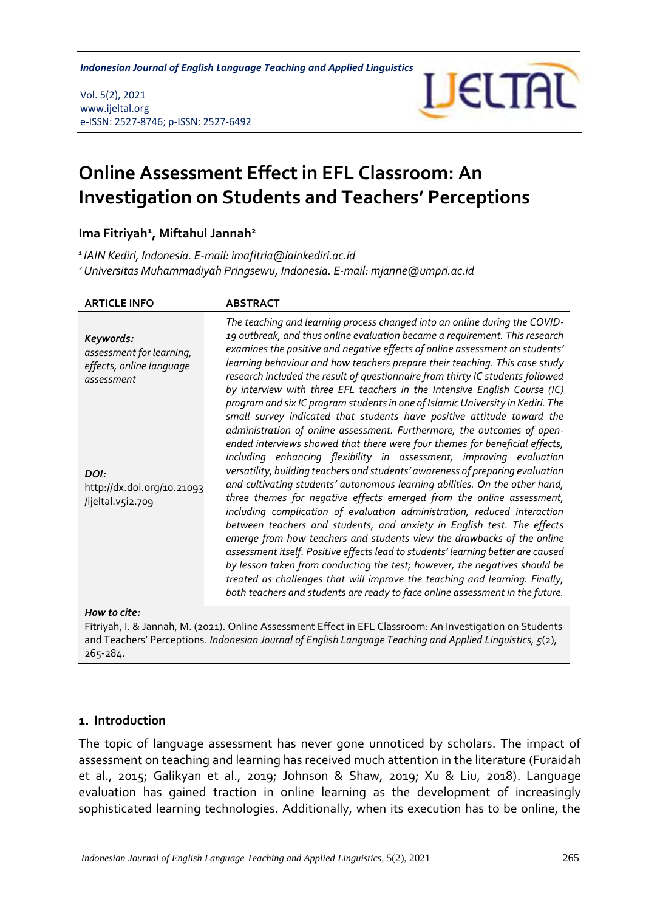# Online Assessment Effect in EFL Classroom: An Investigation on Students and Teachers' Perceptions

**Ima Fitriyah[1], Miftahul Jannah[2]**

[1] *IAIN Kediri, Indonesia. E-mail: imafitria@iainkediri.ac.id*

[2] *Universitas Muhammadiyah Pringsewu, Indonesia. E-mail: mjanne@umpri.ac.id*

| ARTICLE INFO | ABSTRACT |
|---|---|
| ***Keywords:*** *assessment for learning, effects, online language assessment* <br><br> ***DOI:*** http://dx.doi.org/10.21093/ijeltal.v5i2.709 | *The teaching and learning process changed into an online during the COVID-19 outbreak, and thus online evaluation became a requirement. This research examines the positive and negative effects of online assessment on students' learning behaviour and how teachers prepare their teaching. This case study research included the result of questionnaire from thirty IC students followed by interview with three EFL teachers in the Intensive English Course (IC) program and six IC program students in one of Islamic University in Kediri. The small survey indicated that students have positive attitude toward the administration of online assessment. Furthermore, the outcomes of open-ended interviews showed that there were four themes for beneficial effects, including enhancing flexibility in assessment, improving evaluation versatility, building teachers and students' awareness of preparing evaluation and cultivating students' autonomous learning abilities. On the other hand, three themes for negative effects emerged from the online assessment, including complication of evaluation administration, reduced interaction between teachers and students, and anxiety in English test. The effects emerge from how teachers and students view the drawbacks of the online assessment itself. Positive effects lead to students' learning better are caused by lesson taken from conducting the test; however, the negatives should be treated as challenges that will improve the teaching and learning. Finally, both teachers and students are ready to face online assessment in the future.* |

***How to cite:***
Fitriyah, I. & Jannah, M. (2021). Online Assessment Effect in EFL Classroom: An Investigation on Students and Teachers' Perceptions. *Indonesian Journal of English Language Teaching and Applied Linguistics, 5*(2), 265-284.

## 1. Introduction

The topic of language assessment has never gone unnoticed by scholars. The impact of assessment on teaching and learning has received much attention in the literature (Furaidah et al., 2015; Galikyan et al., 2019; Johnson & Shaw, 2019; Xu & Liu, 2018). Language evaluation has gained traction in online learning as the development of increasingly sophisticated learning technologies. Additionally, when its execution has to be online, the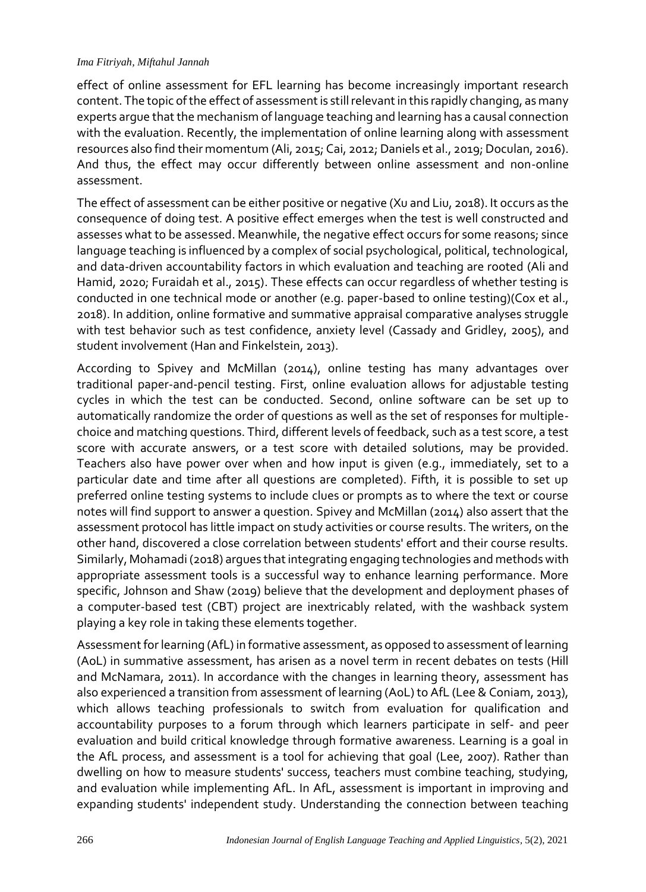effect of online assessment for EFL learning has become increasingly important research content. The topic of the effect of assessment is still relevant in this rapidly changing, as many experts argue that the mechanism of language teaching and learning has a causal connection with the evaluation. Recently, the implementation of online learning along with assessment resources also find their momentum (Ali, 2015; Cai, 2012; Daniels et al., 2019; Doculan, 2016). And thus, the effect may occur differently between online assessment and non-online assessment.

The effect of assessment can be either positive or negative (Xu and Liu, 2018). It occurs as the consequence of doing test. A positive effect emerges when the test is well constructed and assesses what to be assessed. Meanwhile, the negative effect occurs for some reasons; since language teaching is influenced by a complex of social psychological, political, technological, and data-driven accountability factors in which evaluation and teaching are rooted (Ali and Hamid, 2020; Furaidah et al., 2015). These effects can occur regardless of whether testing is conducted in one technical mode or another (e.g. paper-based to online testing)(Cox et al., 2018). In addition, online formative and summative appraisal comparative analyses struggle with test behavior such as test confidence, anxiety level (Cassady and Gridley, 2005), and student involvement (Han and Finkelstein, 2013).

According to Spivey and McMillan (2014), online testing has many advantages over traditional paper-and-pencil testing. First, online evaluation allows for adjustable testing cycles in which the test can be conducted. Second, online software can be set up to automatically randomize the order of questions as well as the set of responses for multiple-choice and matching questions. Third, different levels of feedback, such as a test score, a test score with accurate answers, or a test score with detailed solutions, may be provided. Teachers also have power over when and how input is given (e.g., immediately, set to a particular date and time after all questions are completed). Fifth, it is possible to set up preferred online testing systems to include clues or prompts as to where the text or course notes will find support to answer a question. Spivey and McMillan (2014) also assert that the assessment protocol has little impact on study activities or course results. The writers, on the other hand, discovered a close correlation between students' effort and their course results. Similarly, Mohamadi (2018) argues that integrating engaging technologies and methods with appropriate assessment tools is a successful way to enhance learning performance. More specific, Johnson and Shaw (2019) believe that the development and deployment phases of a computer-based test (CBT) project are inextricably related, with the washback system playing a key role in taking these elements together.

Assessment for learning (AfL) in formative assessment, as opposed to assessment of learning (AoL) in summative assessment, has arisen as a novel term in recent debates on tests (Hill and McNamara, 2011). In accordance with the changes in learning theory, assessment has also experienced a transition from assessment of learning (AoL) to AfL (Lee & Coniam, 2013), which allows teaching professionals to switch from evaluation for qualification and accountability purposes to a forum through which learners participate in self- and peer evaluation and build critical knowledge through formative awareness. Learning is a goal in the AfL process, and assessment is a tool for achieving that goal (Lee, 2007). Rather than dwelling on how to measure students' success, teachers must combine teaching, studying, and evaluation while implementing AfL. In AfL, assessment is important in improving and expanding students' independent study. Understanding the connection between teaching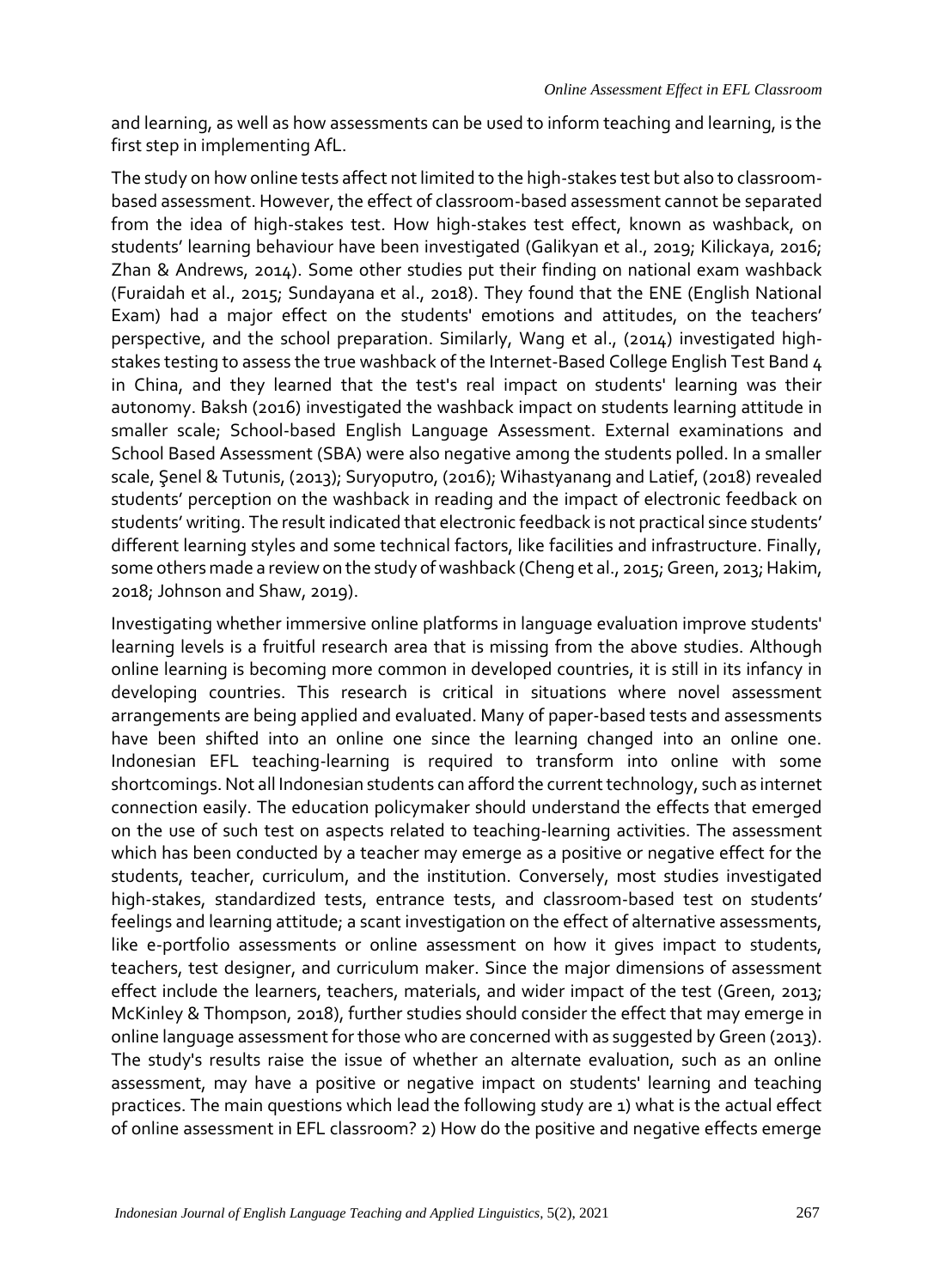and learning, as well as how assessments can be used to inform teaching and learning, is the first step in implementing AfL.

The study on how online tests affect not limited to the high-stakes test but also to classroom-based assessment. However, the effect of classroom-based assessment cannot be separated from the idea of high-stakes test. How high-stakes test effect, known as washback, on students' learning behaviour have been investigated (Galikyan et al., 2019; Kilickaya, 2016; Zhan & Andrews, 2014). Some other studies put their finding on national exam washback (Furaidah et al., 2015; Sundayana et al., 2018). They found that the ENE (English National Exam) had a major effect on the students' emotions and attitudes, on the teachers' perspective, and the school preparation. Similarly, Wang et al., (2014) investigated high-stakes testing to assess the true washback of the Internet-Based College English Test Band 4 in China, and they learned that the test's real impact on students' learning was their autonomy. Baksh (2016) investigated the washback impact on students learning attitude in smaller scale; School-based English Language Assessment. External examinations and School Based Assessment (SBA) were also negative among the students polled. In a smaller scale, Şenel & Tutunis, (2013); Suryoputro, (2016); Wihastyanang and Latief, (2018) revealed students' perception on the washback in reading and the impact of electronic feedback on students' writing. The result indicated that electronic feedback is not practical since students' different learning styles and some technical factors, like facilities and infrastructure. Finally, some others made a review on the study of washback (Cheng et al., 2015; Green, 2013; Hakim, 2018; Johnson and Shaw, 2019).

Investigating whether immersive online platforms in language evaluation improve students' learning levels is a fruitful research area that is missing from the above studies. Although online learning is becoming more common in developed countries, it is still in its infancy in developing countries. This research is critical in situations where novel assessment arrangements are being applied and evaluated. Many of paper-based tests and assessments have been shifted into an online one since the learning changed into an online one. Indonesian EFL teaching-learning is required to transform into online with some shortcomings. Not all Indonesian students can afford the current technology, such as internet connection easily. The education policymaker should understand the effects that emerged on the use of such test on aspects related to teaching-learning activities. The assessment which has been conducted by a teacher may emerge as a positive or negative effect for the students, teacher, curriculum, and the institution. Conversely, most studies investigated high-stakes, standardized tests, entrance tests, and classroom-based test on students' feelings and learning attitude; a scant investigation on the effect of alternative assessments, like e-portfolio assessments or online assessment on how it gives impact to students, teachers, test designer, and curriculum maker. Since the major dimensions of assessment effect include the learners, teachers, materials, and wider impact of the test (Green, 2013; McKinley & Thompson, 2018), further studies should consider the effect that may emerge in online language assessment for those who are concerned with as suggested by Green (2013). The study's results raise the issue of whether an alternate evaluation, such as an online assessment, may have a positive or negative impact on students' learning and teaching practices. The main questions which lead the following study are 1) what is the actual effect of online assessment in EFL classroom? 2) How do the positive and negative effects emerge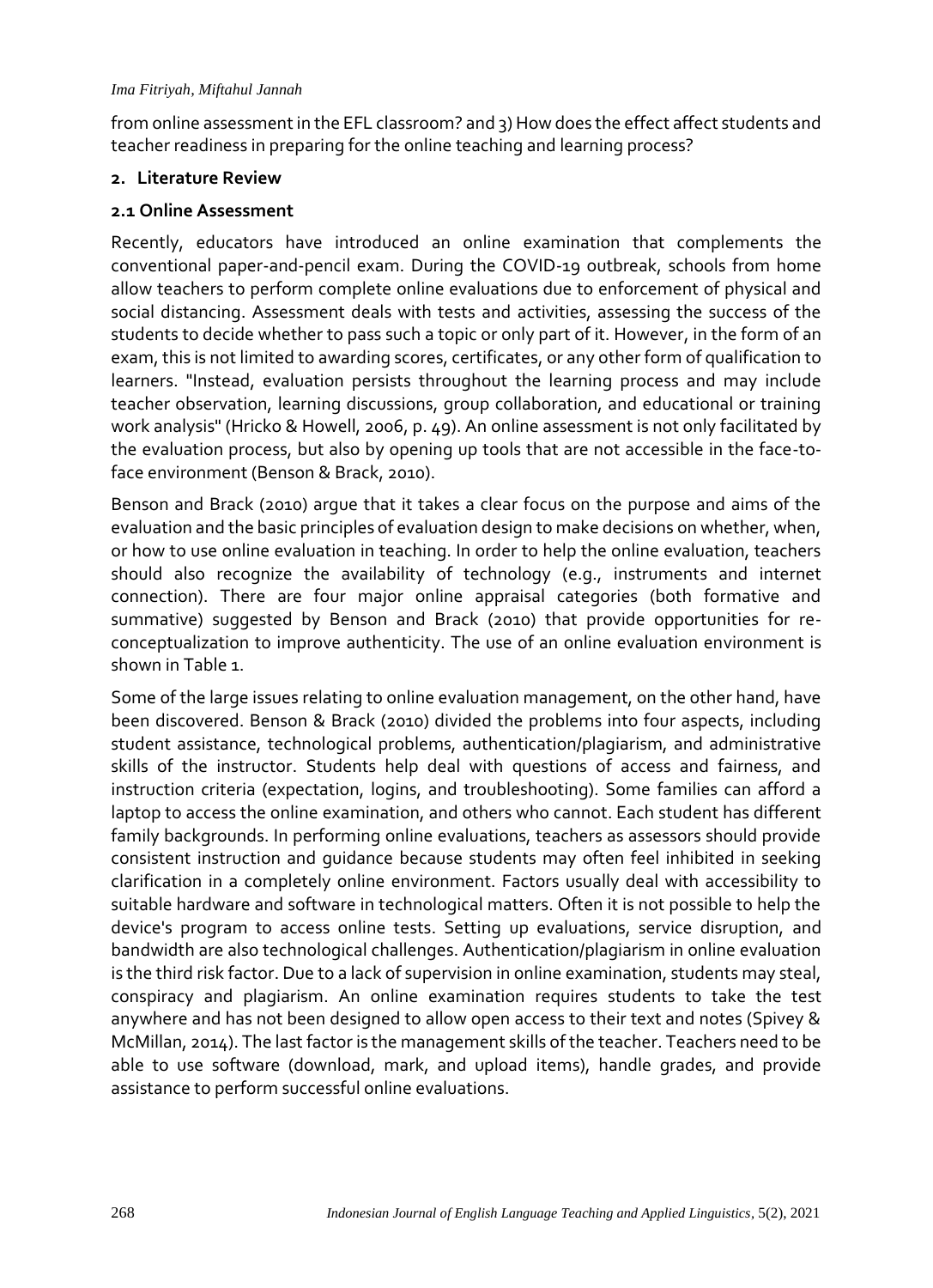from online assessment in the EFL classroom? and 3) How does the effect affect students and teacher readiness in preparing for the online teaching and learning process?

## 2. Literature Review

### 2.1 Online Assessment

Recently, educators have introduced an online examination that complements the conventional paper-and-pencil exam. During the COVID-19 outbreak, schools from home allow teachers to perform complete online evaluations due to enforcement of physical and social distancing. Assessment deals with tests and activities, assessing the success of the students to decide whether to pass such a topic or only part of it. However, in the form of an exam, this is not limited to awarding scores, certificates, or any other form of qualification to learners. "Instead, evaluation persists throughout the learning process and may include teacher observation, learning discussions, group collaboration, and educational or training work analysis" (Hricko & Howell, 2006, p. 49). An online assessment is not only facilitated by the evaluation process, but also by opening up tools that are not accessible in the face-to-face environment (Benson & Brack, 2010).

Benson and Brack (2010) argue that it takes a clear focus on the purpose and aims of the evaluation and the basic principles of evaluation design to make decisions on whether, when, or how to use online evaluation in teaching. In order to help the online evaluation, teachers should also recognize the availability of technology (e.g., instruments and internet connection). There are four major online appraisal categories (both formative and summative) suggested by Benson and Brack (2010) that provide opportunities for re-conceptualization to improve authenticity. The use of an online evaluation environment is shown in Table 1.

Some of the large issues relating to online evaluation management, on the other hand, have been discovered. Benson & Brack (2010) divided the problems into four aspects, including student assistance, technological problems, authentication/plagiarism, and administrative skills of the instructor. Students help deal with questions of access and fairness, and instruction criteria (expectation, logins, and troubleshooting). Some families can afford a laptop to access the online examination, and others who cannot. Each student has different family backgrounds. In performing online evaluations, teachers as assessors should provide consistent instruction and guidance because students may often feel inhibited in seeking clarification in a completely online environment. Factors usually deal with accessibility to suitable hardware and software in technological matters. Often it is not possible to help the device's program to access online tests. Setting up evaluations, service disruption, and bandwidth are also technological challenges. Authentication/plagiarism in online evaluation is the third risk factor. Due to a lack of supervision in online examination, students may steal, conspiracy and plagiarism. An online examination requires students to take the test anywhere and has not been designed to allow open access to their text and notes (Spivey & McMillan, 2014). The last factor is the management skills of the teacher. Teachers need to be able to use software (download, mark, and upload items), handle grades, and provide assistance to perform successful online evaluations.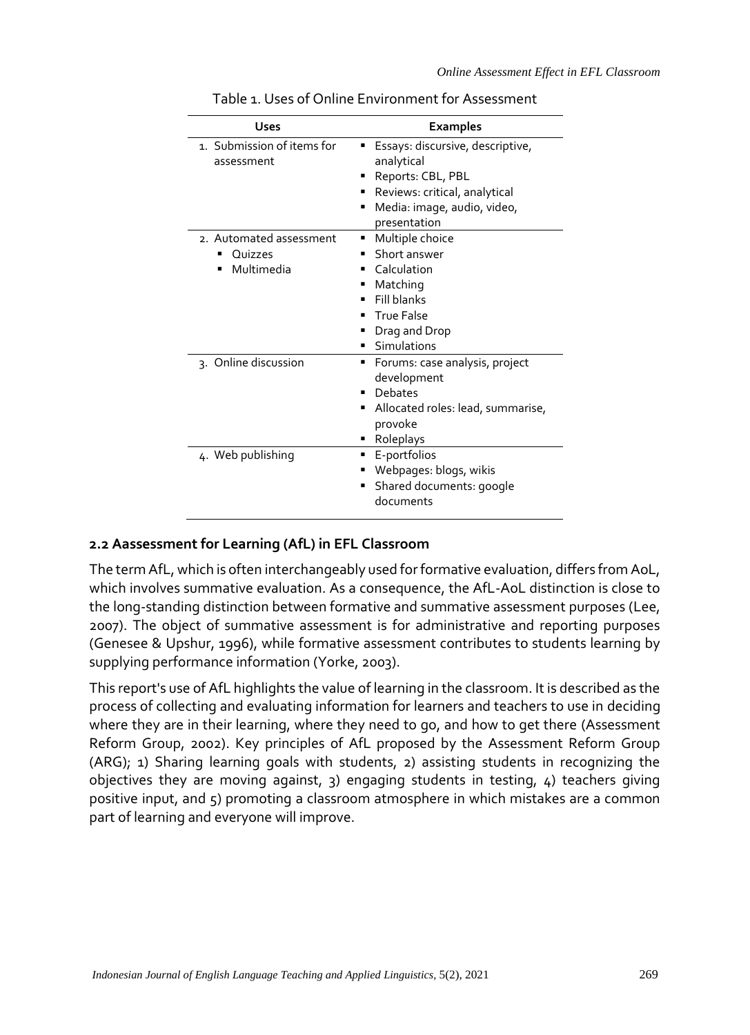Table 1. Uses of Online Environment for Assessment

| Uses | Examples |
| --- | --- |
| 1. Submission of items for assessment | ▪ Essays: discursive, descriptive, analytical<br>▪ Reports: CBL, PBL<br>▪ Reviews: critical, analytical<br>▪ Media: image, audio, video, presentation |
| 2. Automated assessment<br>▪ Quizzes<br>▪ Multimedia | ▪ Multiple choice<br>▪ Short answer<br>▪ Calculation<br>▪ Matching<br>▪ Fill blanks<br>▪ True False<br>▪ Drag and Drop<br>▪ Simulations |
| 3. Online discussion | ▪ Forums: case analysis, project development<br>▪ Debates<br>▪ Allocated roles: lead, summarise, provoke<br>▪ Roleplays |
| 4. Web publishing | ▪ E-portfolios<br>▪ Webpages: blogs, wikis<br>▪ Shared documents: google documents |

## 2.2 Aassessment for Learning (AfL) in EFL Classroom

The term AfL, which is often interchangeably used for formative evaluation, differs from AoL, which involves summative evaluation. As a consequence, the AfL-AoL distinction is close to the long-standing distinction between formative and summative assessment purposes (Lee, 2007). The object of summative assessment is for administrative and reporting purposes (Genesee & Upshur, 1996), while formative assessment contributes to students learning by supplying performance information (Yorke, 2003).

This report's use of AfL highlights the value of learning in the classroom. It is described as the process of collecting and evaluating information for learners and teachers to use in deciding where they are in their learning, where they need to go, and how to get there (Assessment Reform Group, 2002). Key principles of AfL proposed by the Assessment Reform Group (ARG); 1) Sharing learning goals with students, 2) assisting students in recognizing the objectives they are moving against, 3) engaging students in testing, 4) teachers giving positive input, and 5) promoting a classroom atmosphere in which mistakes are a common part of learning and everyone will improve.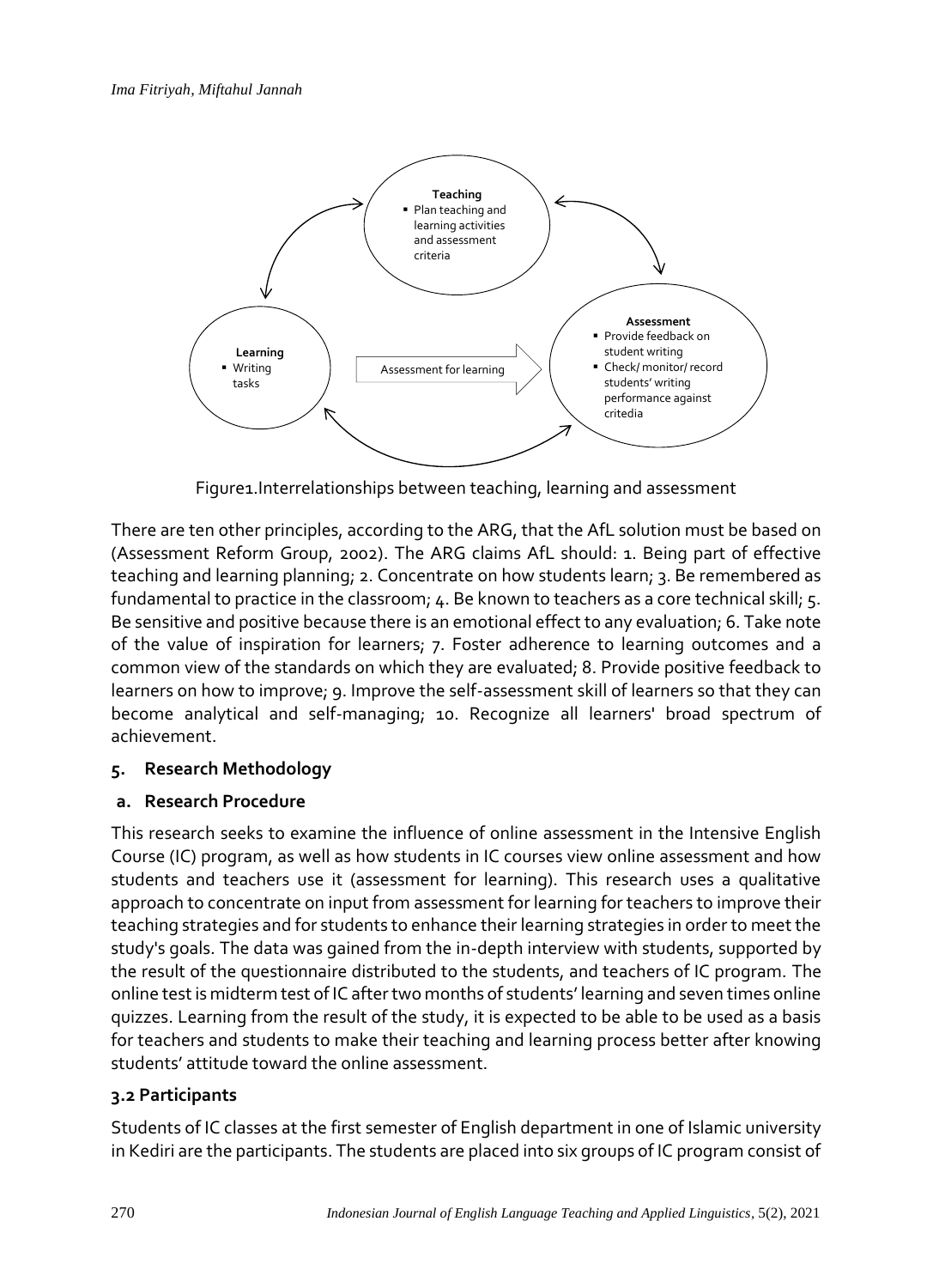Teaching
- Plan teaching and learning activities and assessment criteria

Learning
- Writing tasks

Assessment for learning

Assessment
- Provide feedback on student writing
- Check/ monitor/ record students' writing performance against critedia

Figure1.Interrelationships between teaching, learning and assessment

There are ten other principles, according to the ARG, that the AfL solution must be based on (Assessment Reform Group, 2002). The ARG claims AfL should: 1. Being part of effective teaching and learning planning; 2. Concentrate on how students learn; 3. Be remembered as fundamental to practice in the classroom; 4. Be known to teachers as a core technical skill; 5. Be sensitive and positive because there is an emotional effect to any evaluation; 6. Take note of the value of inspiration for learners; 7. Foster adherence to learning outcomes and a common view of the standards on which they are evaluated; 8. Provide positive feedback to learners on how to improve; 9. Improve the self-assessment skill of learners so that they can become analytical and self-managing; 10. Recognize all learners' broad spectrum of achievement.

## 5. Research Methodology

### a. Research Procedure

This research seeks to examine the influence of online assessment in the Intensive English Course (IC) program, as well as how students in IC courses view online assessment and how students and teachers use it (assessment for learning). This research uses a qualitative approach to concentrate on input from assessment for learning for teachers to improve their teaching strategies and for students to enhance their learning strategies in order to meet the study's goals. The data was gained from the in-depth interview with students, supported by the result of the questionnaire distributed to the students, and teachers of IC program. The online test is midterm test of IC after two months of students' learning and seven times online quizzes. Learning from the result of the study, it is expected to be able to be used as a basis for teachers and students to make their teaching and learning process better after knowing students' attitude toward the online assessment.

### 3.2 Participants

Students of IC classes at the first semester of English department in one of Islamic university in Kediri are the participants. The students are placed into six groups of IC program consist of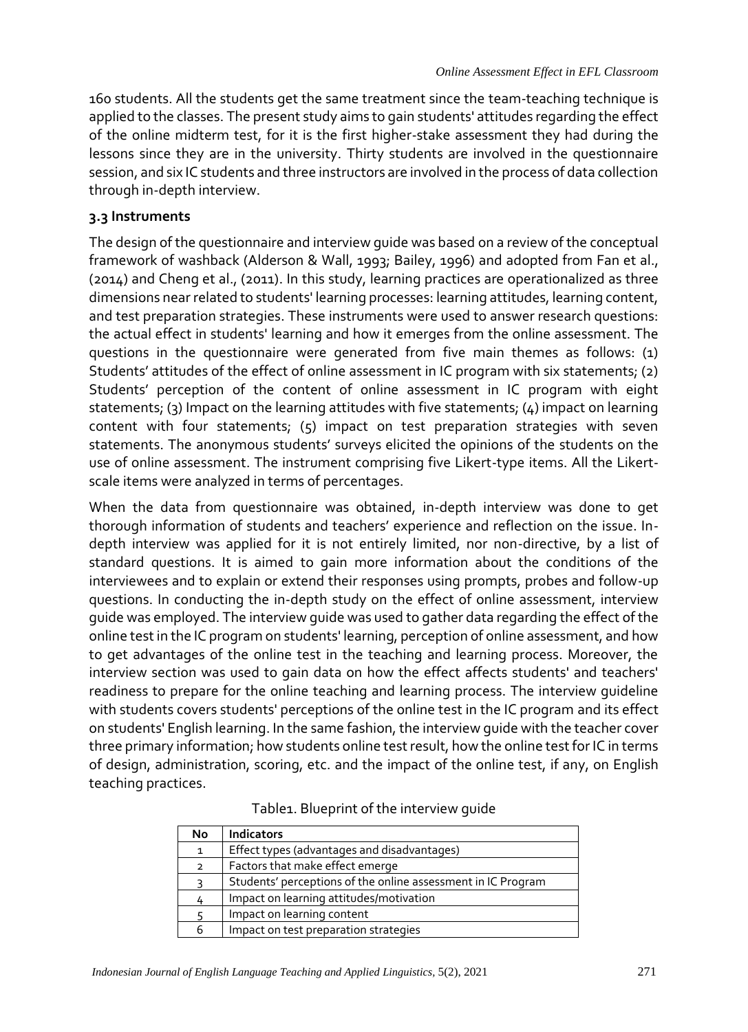160 students. All the students get the same treatment since the team-teaching technique is applied to the classes. The present study aims to gain students' attitudes regarding the effect of the online midterm test, for it is the first higher-stake assessment they had during the lessons since they are in the university. Thirty students are involved in the questionnaire session, and six IC students and three instructors are involved in the process of data collection through in-depth interview.

### 3.3 Instruments

The design of the questionnaire and interview guide was based on a review of the conceptual framework of washback (Alderson & Wall, 1993; Bailey, 1996) and adopted from Fan et al., (2014) and Cheng et al., (2011). In this study, learning practices are operationalized as three dimensions near related to students' learning processes: learning attitudes, learning content, and test preparation strategies. These instruments were used to answer research questions: the actual effect in students' learning and how it emerges from the online assessment. The questions in the questionnaire were generated from five main themes as follows: (1) Students' attitudes of the effect of online assessment in IC program with six statements; (2) Students' perception of the content of online assessment in IC program with eight statements; (3) Impact on the learning attitudes with five statements; (4) impact on learning content with four statements; (5) impact on test preparation strategies with seven statements. The anonymous students' surveys elicited the opinions of the students on the use of online assessment. The instrument comprising five Likert-type items. All the Likert-scale items were analyzed in terms of percentages.

When the data from questionnaire was obtained, in-depth interview was done to get thorough information of students and teachers' experience and reflection on the issue. In-depth interview was applied for it is not entirely limited, nor non-directive, by a list of standard questions. It is aimed to gain more information about the conditions of the interviewees and to explain or extend their responses using prompts, probes and follow-up questions. In conducting the in-depth study on the effect of online assessment, interview guide was employed. The interview guide was used to gather data regarding the effect of the online test in the IC program on students' learning, perception of online assessment, and how to get advantages of the online test in the teaching and learning process. Moreover, the interview section was used to gain data on how the effect affects students' and teachers' readiness to prepare for the online teaching and learning process. The interview guideline with students covers students' perceptions of the online test in the IC program and its effect on students' English learning. In the same fashion, the interview guide with the teacher cover three primary information; how students online test result, how the online test for IC in terms of design, administration, scoring, etc. and the impact of the online test, if any, on English teaching practices.

Table1. Blueprint of the interview guide

| No | Indicators |
|---|---|
| 1 | Effect types (advantages and disadvantages) |
| 2 | Factors that make effect emerge |
| 3 | Students' perceptions of the online assessment in IC Program |
| 4 | Impact on learning attitudes/motivation |
| 5 | Impact on learning content |
| 6 | Impact on test preparation strategies |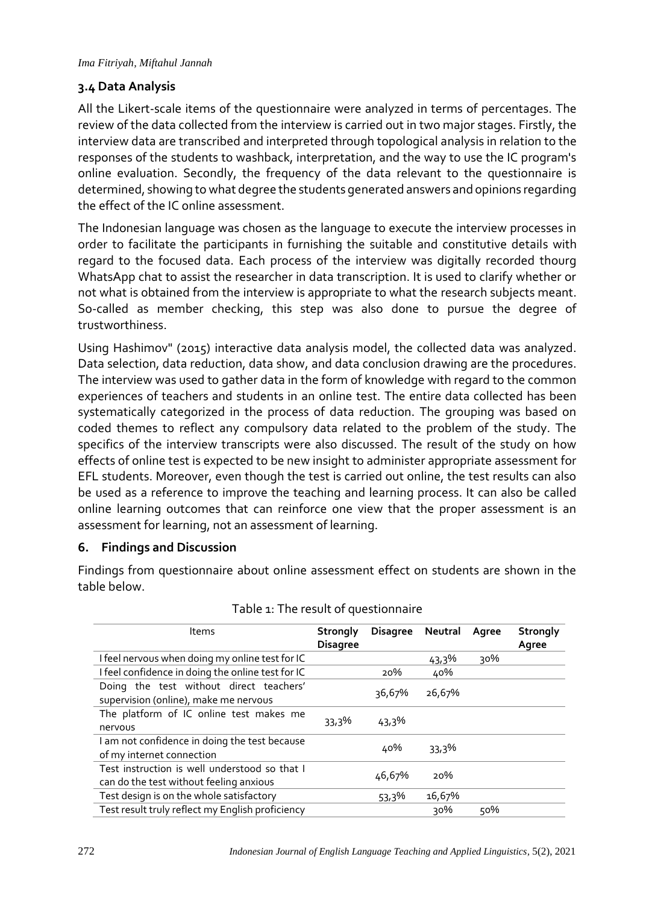### 3.4 Data Analysis

All the Likert-scale items of the questionnaire were analyzed in terms of percentages. The review of the data collected from the interview is carried out in two major stages. Firstly, the interview data are transcribed and interpreted through topological analysis in relation to the responses of the students to washback, interpretation, and the way to use the IC program's online evaluation. Secondly, the frequency of the data relevant to the questionnaire is determined, showing to what degree the students generated answers and opinions regarding the effect of the IC online assessment.

The Indonesian language was chosen as the language to execute the interview processes in order to facilitate the participants in furnishing the suitable and constitutive details with regard to the focused data. Each process of the interview was digitally recorded thourg WhatsApp chat to assist the researcher in data transcription. It is used to clarify whether or not what is obtained from the interview is appropriate to what the research subjects meant. So-called as member checking, this step was also done to pursue the degree of trustworthiness.

Using Hashimov" (2015) interactive data analysis model, the collected data was analyzed. Data selection, data reduction, data show, and data conclusion drawing are the procedures. The interview was used to gather data in the form of knowledge with regard to the common experiences of teachers and students in an online test. The entire data collected has been systematically categorized in the process of data reduction. The grouping was based on coded themes to reflect any compulsory data related to the problem of the study. The specifics of the interview transcripts were also discussed. The result of the study on how effects of online test is expected to be new insight to administer appropriate assessment for EFL students. Moreover, even though the test is carried out online, the test results can also be used as a reference to improve the teaching and learning process. It can also be called online learning outcomes that can reinforce one view that the proper assessment is an assessment for learning, not an assessment of learning.

### 6. Findings and Discussion

Findings from questionnaire about online assessment effect on students are shown in the table below.

Table 1: The result of questionnaire

| Items | Strongly Disagree | Disagree | Neutral | Agree | Strongly Agree |
|---|---|---|---|---|---|
| I feel nervous when doing my online test for IC | | | 43,3% | 30% | |
| I feel confidence in doing the online test for IC | | 20% | 40% | | |
| Doing the test without direct teachers' supervision (online), make me nervous | | 36,67% | 26,67% | | |
| The platform of IC online test makes me nervous | 33,3% | 43,3% | | | |
| I am not confidence in doing the test because of my internet connection | | 40% | 33,3% | | |
| Test instruction is well understood so that I can do the test without feeling anxious | | 46,67% | 20% | | |
| Test design is on the whole satisfactory | | 53,3% | 16,67% | | |
| Test result truly reflect my English proficiency | | | 30% | 50% | |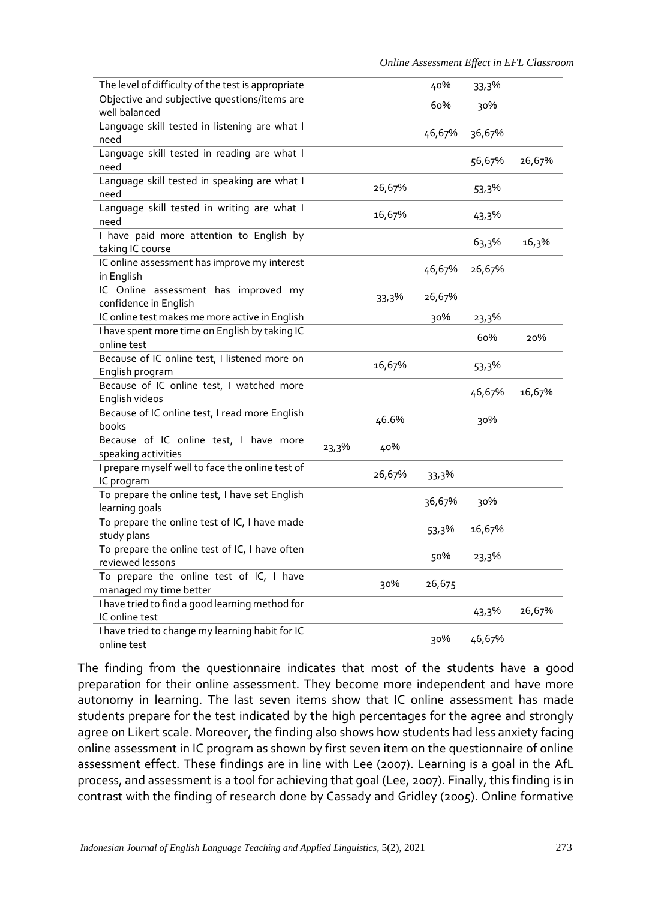| | | | | | |
|---|---|---|---|---|---|
| The level of difficulty of the test is appropriate | | | 40% | 33,3% | |
| Objective and subjective questions/items are well balanced | | | 60% | 30% | |
| Language skill tested in listening are what I need | | | 46,67% | 36,67% | |
| Language skill tested in reading are what I need | | | | 56,67% | 26,67% |
| Language skill tested in speaking are what I need | | 26,67% | | 53,3% | |
| Language skill tested in writing are what I need | | 16,67% | | 43,3% | |
| I have paid more attention to English by taking IC course | | | | 63,3% | 16,3% |
| IC online assessment has improve my interest in English | | | 46,67% | 26,67% | |
| IC Online assessment has improved my confidence in English | | 33,3% | 26,67% | | |
| IC online test makes me more active in English | | | 30% | 23,3% | |
| I have spent more time on English by taking IC online test | | | | 60% | 20% |
| Because of IC online test, I listened more on English program | | 16,67% | | 53,3% | |
| Because of IC online test, I watched more English videos | | | | 46,67% | 16,67% |
| Because of IC online test, I read more English books | | 46.6% | | 30% | |
| Because of IC online test, I have more speaking activities | 23,3% | 40% | | | |
| I prepare myself well to face the online test of IC program | | 26,67% | 33,3% | | |
| To prepare the online test, I have set English learning goals | | | 36,67% | 30% | |
| To prepare the online test of IC, I have made study plans | | | 53,3% | 16,67% | |
| To prepare the online test of IC, I have often reviewed lessons | | | 50% | 23,3% | |
| To prepare the online test of IC, I have managed my time better | | 30% | 26,675 | | |
| I have tried to find a good learning method for IC online test | | | | 43,3% | 26,67% |
| I have tried to change my learning habit for IC online test | | | 30% | 46,67% | |

The finding from the questionnaire indicates that most of the students have a good preparation for their online assessment. They become more independent and have more autonomy in learning. The last seven items show that IC online assessment has made students prepare for the test indicated by the high percentages for the agree and strongly agree on Likert scale. Moreover, the finding also shows how students had less anxiety facing online assessment in IC program as shown by first seven item on the questionnaire of online assessment effect. These findings are in line with Lee (2007). Learning is a goal in the AfL process, and assessment is a tool for achieving that goal (Lee, 2007). Finally, this finding is in contrast with the finding of research done by Cassady and Gridley (2005). Online formative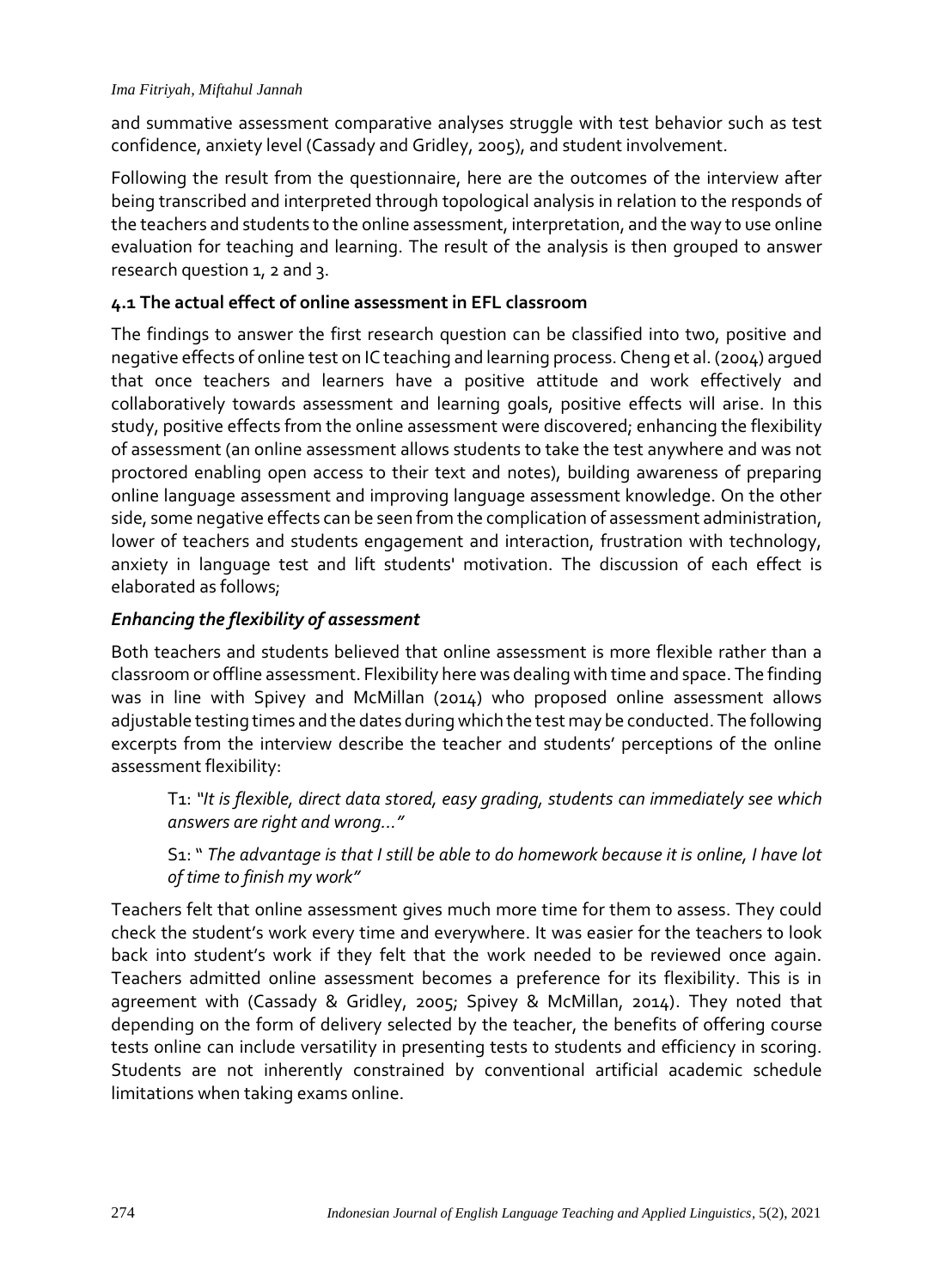and summative assessment comparative analyses struggle with test behavior such as test confidence, anxiety level (Cassady and Gridley, 2005), and student involvement.

Following the result from the questionnaire, here are the outcomes of the interview after being transcribed and interpreted through topological analysis in relation to the responds of the teachers and students to the online assessment, interpretation, and the way to use online evaluation for teaching and learning. The result of the analysis is then grouped to answer research question 1, 2 and 3.

### 4.1 The actual effect of online assessment in EFL classroom

The findings to answer the first research question can be classified into two, positive and negative effects of online test on IC teaching and learning process. Cheng et al. (2004) argued that once teachers and learners have a positive attitude and work effectively and collaboratively towards assessment and learning goals, positive effects will arise. In this study, positive effects from the online assessment were discovered; enhancing the flexibility of assessment (an online assessment allows students to take the test anywhere and was not proctored enabling open access to their text and notes), building awareness of preparing online language assessment and improving language assessment knowledge. On the other side, some negative effects can be seen from the complication of assessment administration, lower of teachers and students engagement and interaction, frustration with technology, anxiety in language test and lift students' motivation. The discussion of each effect is elaborated as follows;

#### *Enhancing the flexibility of assessment*

Both teachers and students believed that online assessment is more flexible rather than a classroom or offline assessment. Flexibility here was dealing with time and space. The finding was in line with Spivey and McMillan (2014) who proposed online assessment allows adjustable testing times and the dates during which the test may be conducted. The following excerpts from the interview describe the teacher and students' perceptions of the online assessment flexibility:

> T1: *"It is flexible, direct data stored, easy grading, students can immediately see which answers are right and wrong…"*
>
> S1: " *The advantage is that I still be able to do homework because it is online, I have lot of time to finish my work"*

Teachers felt that online assessment gives much more time for them to assess. They could check the student's work every time and everywhere. It was easier for the teachers to look back into student's work if they felt that the work needed to be reviewed once again. Teachers admitted online assessment becomes a preference for its flexibility. This is in agreement with (Cassady & Gridley, 2005; Spivey & McMillan, 2014). They noted that depending on the form of delivery selected by the teacher, the benefits of offering course tests online can include versatility in presenting tests to students and efficiency in scoring. Students are not inherently constrained by conventional artificial academic schedule limitations when taking exams online.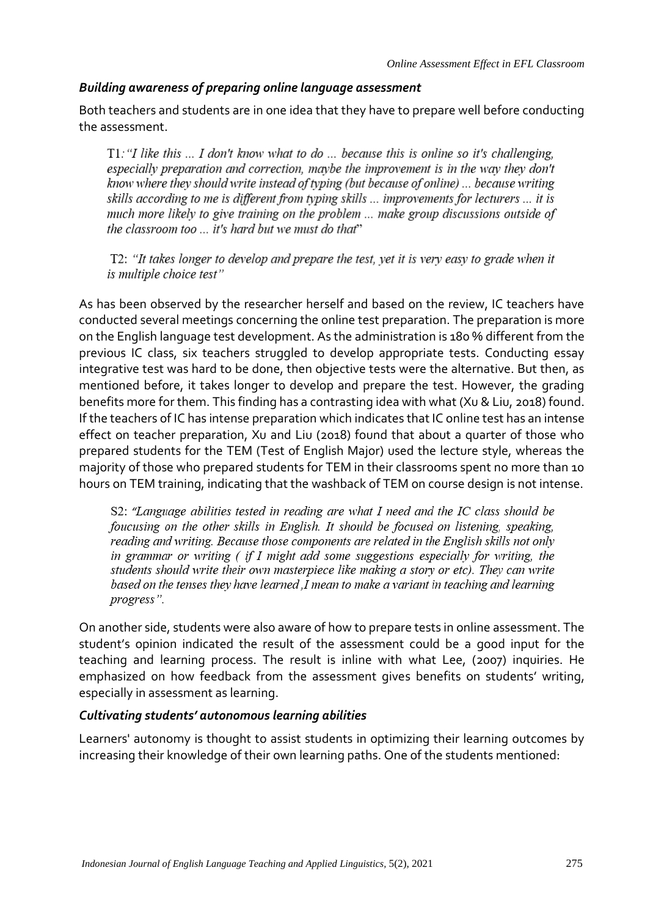### *Building awareness of preparing online language assessment*

Both teachers and students are in one idea that they have to prepare well before conducting the assessment.

> T1*:"I like this ... I don't know what to do ... because this is online so it's challenging, especially preparation and correction, maybe the improvement is in the way they don't know where they should write instead of typing (but because of online) ... because writing skills according to me is different from typing skills ... improvements for lecturers ... it is much more likely to give training on the problem ... make group discussions outside of the classroom too ... it's hard but we must do that*"

> T2: *"It takes longer to develop and prepare the test, yet it is very easy to grade when it is multiple choice test"*

As has been observed by the researcher herself and based on the review, IC teachers have conducted several meetings concerning the online test preparation. The preparation is more on the English language test development. As the administration is 180 % different from the previous IC class, six teachers struggled to develop appropriate tests. Conducting essay integrative test was hard to be done, then objective tests were the alternative. But then, as mentioned before, it takes longer to develop and prepare the test. However, the grading benefits more for them. This finding has a contrasting idea with what (Xu & Liu, 2018) found. If the teachers of IC has intense preparation which indicates that IC online test has an intense effect on teacher preparation, Xu and Liu (2018) found that about a quarter of those who prepared students for the TEM (Test of English Major) used the lecture style, whereas the majority of those who prepared students for TEM in their classrooms spent no more than 10 hours on TEM training, indicating that the washback of TEM on course design is not intense.

> S2: *"Language abilities tested in reading are what I need and the IC class should be foucusing on the other skills in English. It should be focused on listening, speaking, reading and writing. Because those components are related in the English skills not only in grammar or writing ( if I might add some suggestions especially for writing, the students should write their own masterpiece like making a story or etc). They can write based on the tenses they have learned ,I mean to make a variant in teaching and learning progress".*

On another side, students were also aware of how to prepare tests in online assessment. The student's opinion indicated the result of the assessment could be a good input for the teaching and learning process. The result is inline with what Lee, (2007) inquiries. He emphasized on how feedback from the assessment gives benefits on students' writing, especially in assessment as learning.

### *Cultivating students' autonomous learning abilities*

Learners' autonomy is thought to assist students in optimizing their learning outcomes by increasing their knowledge of their own learning paths. One of the students mentioned: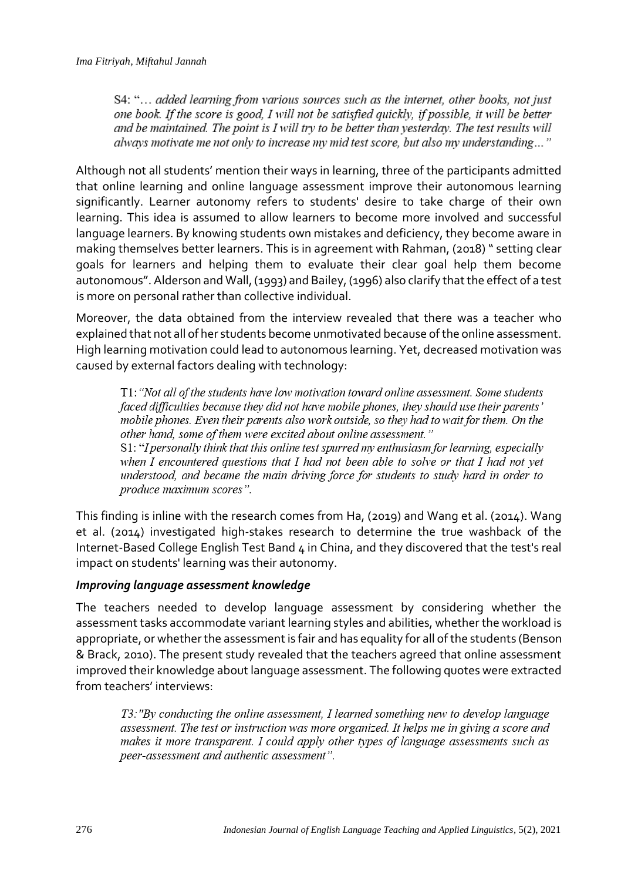> S4: "*… added learning from various sources such as the internet, other books, not just one book. If the score is good, I will not be satisfied quickly, if possible, it will be better and be maintained. The point is I will try to be better than yesterday. The test results will always motivate me not only to increase my mid test score, but also my understanding…*"

Although not all students' mention their ways in learning, three of the participants admitted that online learning and online language assessment improve their autonomous learning significantly. Learner autonomy refers to students' desire to take charge of their own learning. This idea is assumed to allow learners to become more involved and successful language learners. By knowing students own mistakes and deficiency, they become aware in making themselves better learners. This is in agreement with Rahman, (2018) " setting clear goals for learners and helping them to evaluate their clear goal help them become autonomous". Alderson and Wall, (1993) and Bailey, (1996) also clarify that the effect of a test is more on personal rather than collective individual.

Moreover, the data obtained from the interview revealed that there was a teacher who explained that not all of her students become unmotivated because of the online assessment. High learning motivation could lead to autonomous learning. Yet, decreased motivation was caused by external factors dealing with technology:

> T1: "*Not all of the students have low motivation toward online assessment. Some students faced difficulties because they did not have mobile phones, they should use their parents' mobile phones. Even their parents also work outside, so they had to wait for them. On the other hand, some of them were excited about online assessment.*"
>
> S1: "*I personally think that this online test spurred my enthusiasm for learning, especially when I encountered questions that I had not been able to solve or that I had not yet understood, and became the main driving force for students to study hard in order to produce maximum scores*".

This finding is inline with the research comes from Ha, (2019) and Wang et al. (2014). Wang et al. (2014) investigated high-stakes research to determine the true washback of the Internet-Based College English Test Band 4 in China, and they discovered that the test's real impact on students' learning was their autonomy.

### *Improving language assessment knowledge*

The teachers needed to develop language assessment by considering whether the assessment tasks accommodate variant learning styles and abilities, whether the workload is appropriate, or whether the assessment is fair and has equality for all of the students (Benson & Brack, 2010). The present study revealed that the teachers agreed that online assessment improved their knowledge about language assessment. The following quotes were extracted from teachers' interviews:

> *T3: "By conducting the online assessment, I learned something new to develop language assessment. The test or instruction was more organized. It helps me in giving a score and makes it more transparent. I could apply other types of language assessments such as peer-assessment and authentic assessment".*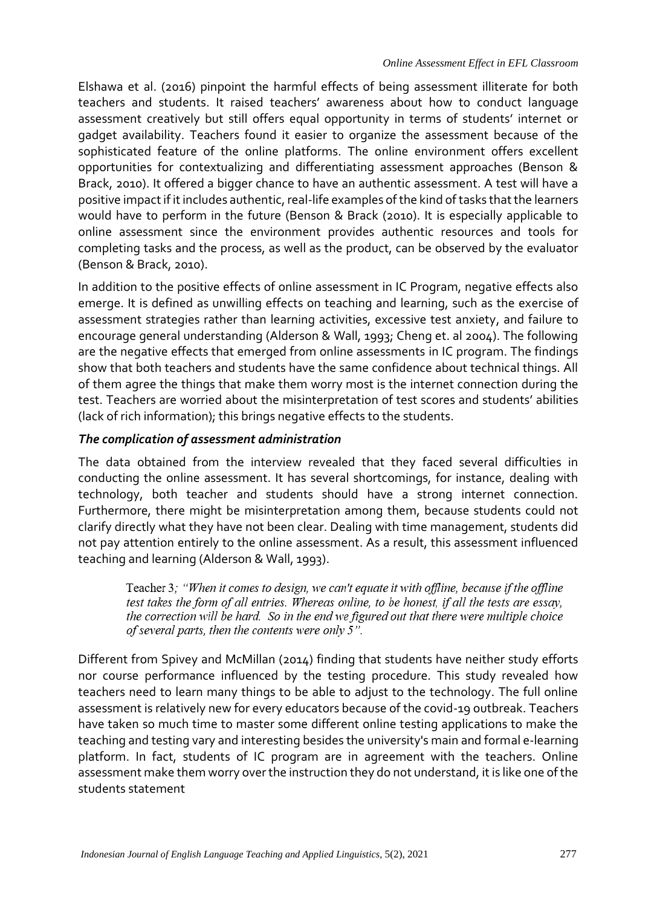Elshawa et al. (2016) pinpoint the harmful effects of being assessment illiterate for both teachers and students. It raised teachers' awareness about how to conduct language assessment creatively but still offers equal opportunity in terms of students' internet or gadget availability. Teachers found it easier to organize the assessment because of the sophisticated feature of the online platforms. The online environment offers excellent opportunities for contextualizing and differentiating assessment approaches (Benson & Brack, 2010). It offered a bigger chance to have an authentic assessment. A test will have a positive impact if it includes authentic, real-life examples of the kind of tasks that the learners would have to perform in the future (Benson & Brack (2010). It is especially applicable to online assessment since the environment provides authentic resources and tools for completing tasks and the process, as well as the product, can be observed by the evaluator (Benson & Brack, 2010).

In addition to the positive effects of online assessment in IC Program, negative effects also emerge. It is defined as unwilling effects on teaching and learning, such as the exercise of assessment strategies rather than learning activities, excessive test anxiety, and failure to encourage general understanding (Alderson & Wall, 1993; Cheng et. al 2004). The following are the negative effects that emerged from online assessments in IC program. The findings show that both teachers and students have the same confidence about technical things. All of them agree the things that make them worry most is the internet connection during the test. Teachers are worried about the misinterpretation of test scores and students' abilities (lack of rich information); this brings negative effects to the students.

### *The complication of assessment administration*

The data obtained from the interview revealed that they faced several difficulties in conducting the online assessment. It has several shortcomings, for instance, dealing with technology, both teacher and students should have a strong internet connection. Furthermore, there might be misinterpretation among them, because students could not clarify directly what they have not been clear. Dealing with time management, students did not pay attention entirely to the online assessment. As a result, this assessment influenced teaching and learning (Alderson & Wall, 1993).

> Teacher 3; *"When it comes to design, we can't equate it with offline, because if the offline test takes the form of all entries. Whereas online, to be honest, if all the tests are essay, the correction will be hard. So in the end we figured out that there were multiple choice of several parts, then the contents were only 5".*

Different from Spivey and McMillan (2014) finding that students have neither study efforts nor course performance influenced by the testing procedure. This study revealed how teachers need to learn many things to be able to adjust to the technology. The full online assessment is relatively new for every educators because of the covid-19 outbreak. Teachers have taken so much time to master some different online testing applications to make the teaching and testing vary and interesting besides the university's main and formal e-learning platform. In fact, students of IC program are in agreement with the teachers. Online assessment make them worry over the instruction they do not understand, it is like one of the students statement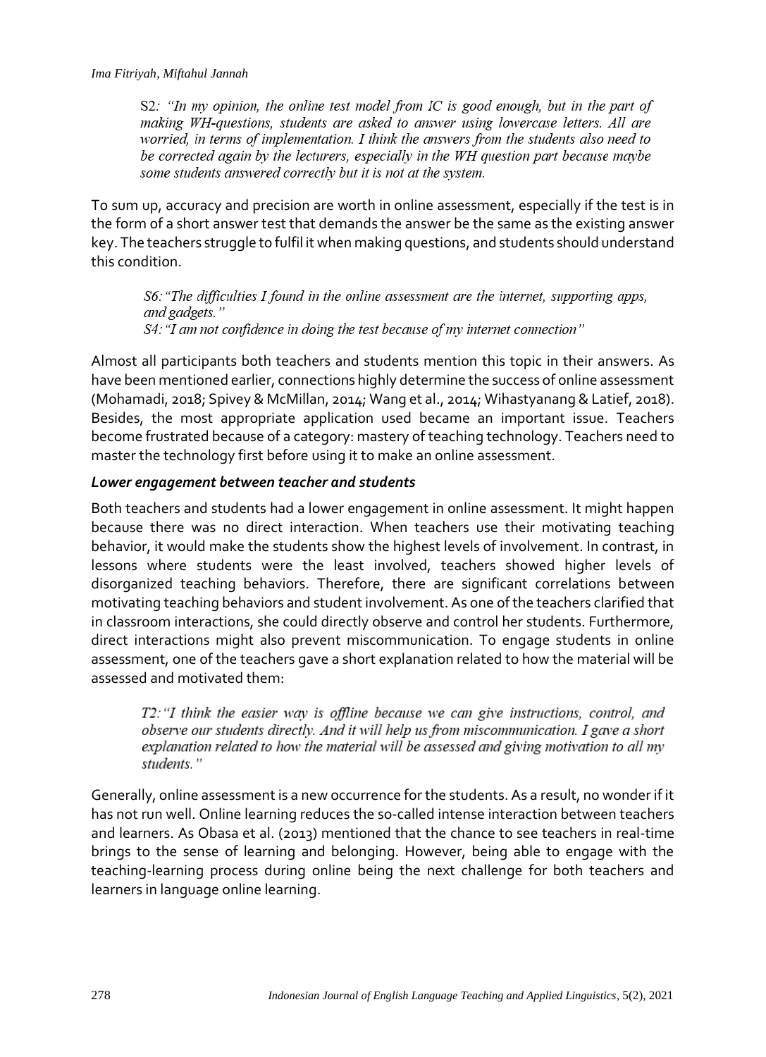> S2: *"In my opinion, the online test model from IC is good enough, but in the part of making WH-questions, students are asked to answer using lowercase letters. All are worried, in terms of implementation. I think the answers from the students also need to be corrected again by the lecturers, especially in the WH question part because maybe some students answered correctly but it is not at the system.*

To sum up, accuracy and precision are worth in online assessment, especially if the test is in the form of a short answer test that demands the answer be the same as the existing answer key. The teachers struggle to fulfil it when making questions, and students should understand this condition.

> *S6: "The difficulties I found in the online assessment are the internet, supporting apps, and gadgets."*
> *S4: "I am not confidence in doing the test because of my internet connection"*

Almost all participants both teachers and students mention this topic in their answers. As have been mentioned earlier, connections highly determine the success of online assessment (Mohamadi, 2018; Spivey & McMillan, 2014; Wang et al., 2014; Wihastyanang & Latief, 2018). Besides, the most appropriate application used became an important issue. Teachers become frustrated because of a category: mastery of teaching technology. Teachers need to master the technology first before using it to make an online assessment.

### *Lower engagement between teacher and students*

Both teachers and students had a lower engagement in online assessment. It might happen because there was no direct interaction. When teachers use their motivating teaching behavior, it would make the students show the highest levels of involvement. In contrast, in lessons where students were the least involved, teachers showed higher levels of disorganized teaching behaviors. Therefore, there are significant correlations between motivating teaching behaviors and student involvement. As one of the teachers clarified that in classroom interactions, she could directly observe and control her students. Furthermore, direct interactions might also prevent miscommunication. To engage students in online assessment, one of the teachers gave a short explanation related to how the material will be assessed and motivated them:

> *T2: "I think the easier way is offline because we can give instructions, control, and observe our students directly. And it will help us from miscommunication. I gave a short explanation related to how the material will be assessed and giving motivation to all my students."*

Generally, online assessment is a new occurrence for the students. As a result, no wonder if it has not run well. Online learning reduces the so-called intense interaction between teachers and learners. As Obasa et al. (2013) mentioned that the chance to see teachers in real-time brings to the sense of learning and belonging. However, being able to engage with the teaching-learning process during online being the next challenge for both teachers and learners in language online learning.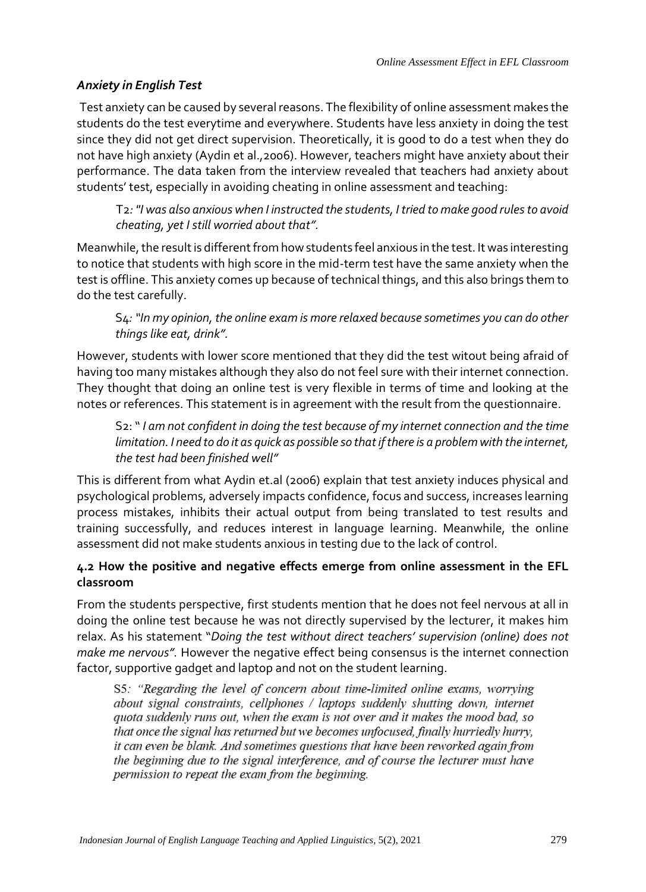### *Anxiety in English Test*

Test anxiety can be caused by several reasons. The flexibility of online assessment makes the students do the test everytime and everywhere. Students have less anxiety in doing the test since they did not get direct supervision. Theoretically, it is good to do a test when they do not have high anxiety (Aydin et al.,2006). However, teachers might have anxiety about their performance. The data taken from the interview revealed that teachers had anxiety about students' test, especially in avoiding cheating in online assessment and teaching:

> T2*: "I was also anxious when I instructed the students, I tried to make good rules to avoid cheating, yet I still worried about that".*

Meanwhile, the result is different from how students feel anxious in the test. It was interesting to notice that students with high score in the mid-term test have the same anxiety when the test is offline. This anxiety comes up because of technical things, and this also brings them to do the test carefully.

> S4*: "In my opinion, the online exam is more relaxed because sometimes you can do other things like eat, drink".*

However, students with lower score mentioned that they did the test witout being afraid of having too many mistakes although they also do not feel sure with their internet connection. They thought that doing an online test is very flexible in terms of time and looking at the notes or references. This statement is in agreement with the result from the questionnaire.

> S2: " *I am not confident in doing the test because of my internet connection and the time limitation. I need to do it as quick as possible so that if there is a problem with the internet, the test had been finished well"*

This is different from what Aydin et.al (2006) explain that test anxiety induces physical and psychological problems, adversely impacts confidence, focus and success, increases learning process mistakes, inhibits their actual output from being translated to test results and training successfully, and reduces interest in language learning. Meanwhile, the online assessment did not make students anxious in testing due to the lack of control.

### 4.2 How the positive and negative effects emerge from online assessment in the EFL classroom

From the students perspective, first students mention that he does not feel nervous at all in doing the online test because he was not directly supervised by the lecturer, it makes him relax. As his statement "*Doing the test without direct teachers' supervision (online) does not make me nervous".* However the negative effect being consensus is the internet connection factor, supportive gadget and laptop and not on the student learning.

> S5*: "Regarding the level of concern about time-limited online exams, worrying about signal constraints, cellphones / laptops suddenly shutting down, internet quota suddenly runs out, when the exam is not over and it makes the mood bad, so that once the signal has returned but we becomes unfocused, finally hurriedly hurry, it can even be blank. And sometimes questions that have been reworked again from the beginning due to the signal interference, and of course the lecturer must have permission to repeat the exam from the beginning.*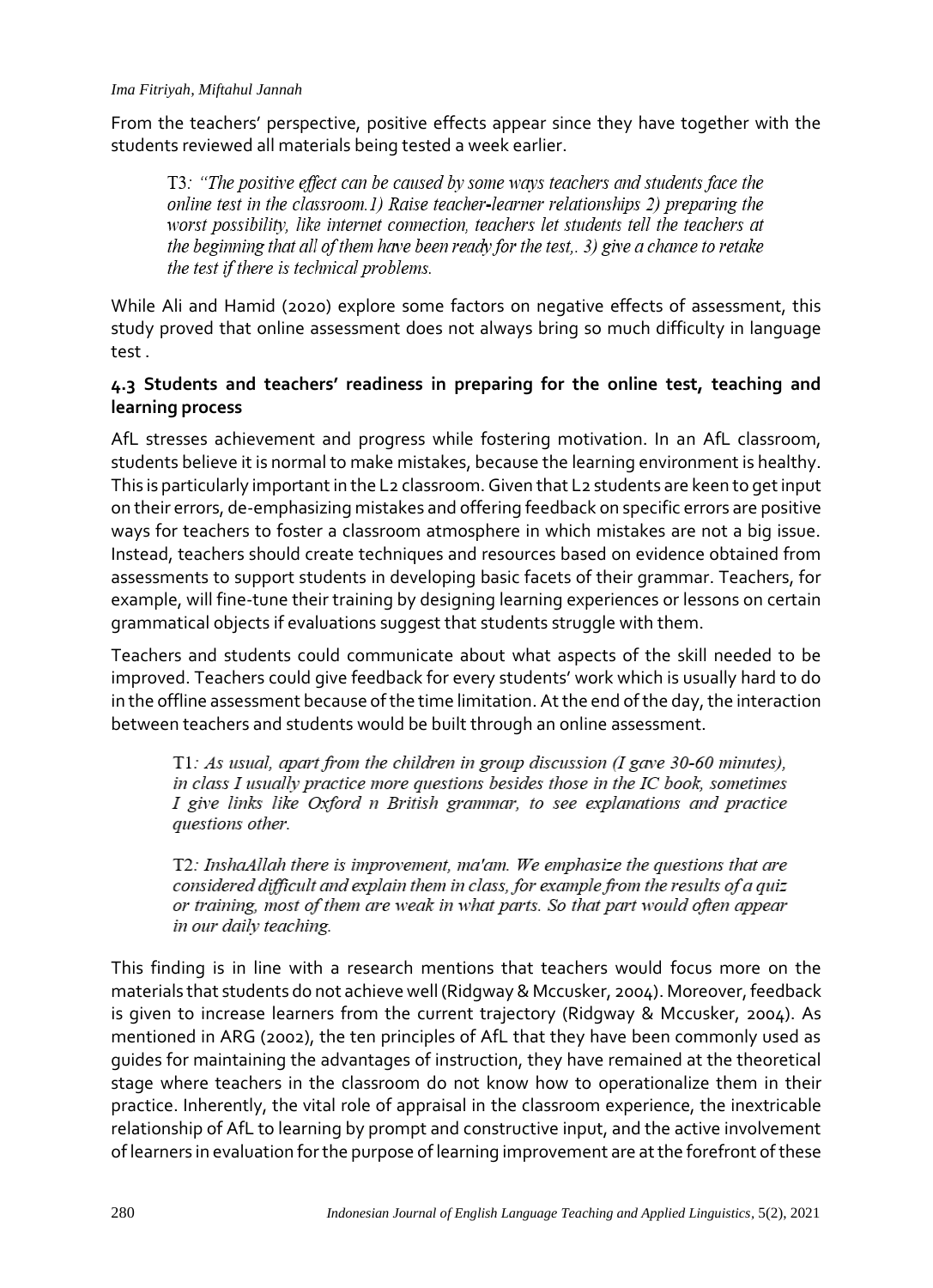From the teachers' perspective, positive effects appear since they have together with the students reviewed all materials being tested a week earlier.

> T3*: "The positive effect can be caused by some ways teachers and students face the online test in the classroom.1) Raise teacher-learner relationships 2) preparing the worst possibility, like internet connection, teachers let students tell the teachers at the beginning that all of them have been ready for the test,. 3) give a chance to retake the test if there is technical problems.*

While Ali and Hamid (2020) explore some factors on negative effects of assessment, this study proved that online assessment does not always bring so much difficulty in language test .

### 4.3 Students and teachers' readiness in preparing for the online test, teaching and learning process

AfL stresses achievement and progress while fostering motivation. In an AfL classroom, students believe it is normal to make mistakes, because the learning environment is healthy. This is particularly important in the L2 classroom. Given that L2 students are keen to get input on their errors, de-emphasizing mistakes and offering feedback on specific errors are positive ways for teachers to foster a classroom atmosphere in which mistakes are not a big issue. Instead, teachers should create techniques and resources based on evidence obtained from assessments to support students in developing basic facets of their grammar. Teachers, for example, will fine-tune their training by designing learning experiences or lessons on certain grammatical objects if evaluations suggest that students struggle with them.

Teachers and students could communicate about what aspects of the skill needed to be improved. Teachers could give feedback for every students' work which is usually hard to do in the offline assessment because of the time limitation. At the end of the day, the interaction between teachers and students would be built through an online assessment.

> T1*: As usual, apart from the children in group discussion (I gave 30-60 minutes), in class I usually practice more questions besides those in the IC book, sometimes I give links like Oxford n British grammar, to see explanations and practice questions other.*

> T2*: InshaAllah there is improvement, ma'am. We emphasize the questions that are considered difficult and explain them in class, for example from the results of a quiz or training, most of them are weak in what parts. So that part would often appear in our daily teaching.*

This finding is in line with a research mentions that teachers would focus more on the materials that students do not achieve well (Ridgway & Mccusker, 2004). Moreover, feedback is given to increase learners from the current trajectory (Ridgway & Mccusker, 2004). As mentioned in ARG (2002), the ten principles of AfL that they have been commonly used as guides for maintaining the advantages of instruction, they have remained at the theoretical stage where teachers in the classroom do not know how to operationalize them in their practice. Inherently, the vital role of appraisal in the classroom experience, the inextricable relationship of AfL to learning by prompt and constructive input, and the active involvement of learners in evaluation for the purpose of learning improvement are at the forefront of these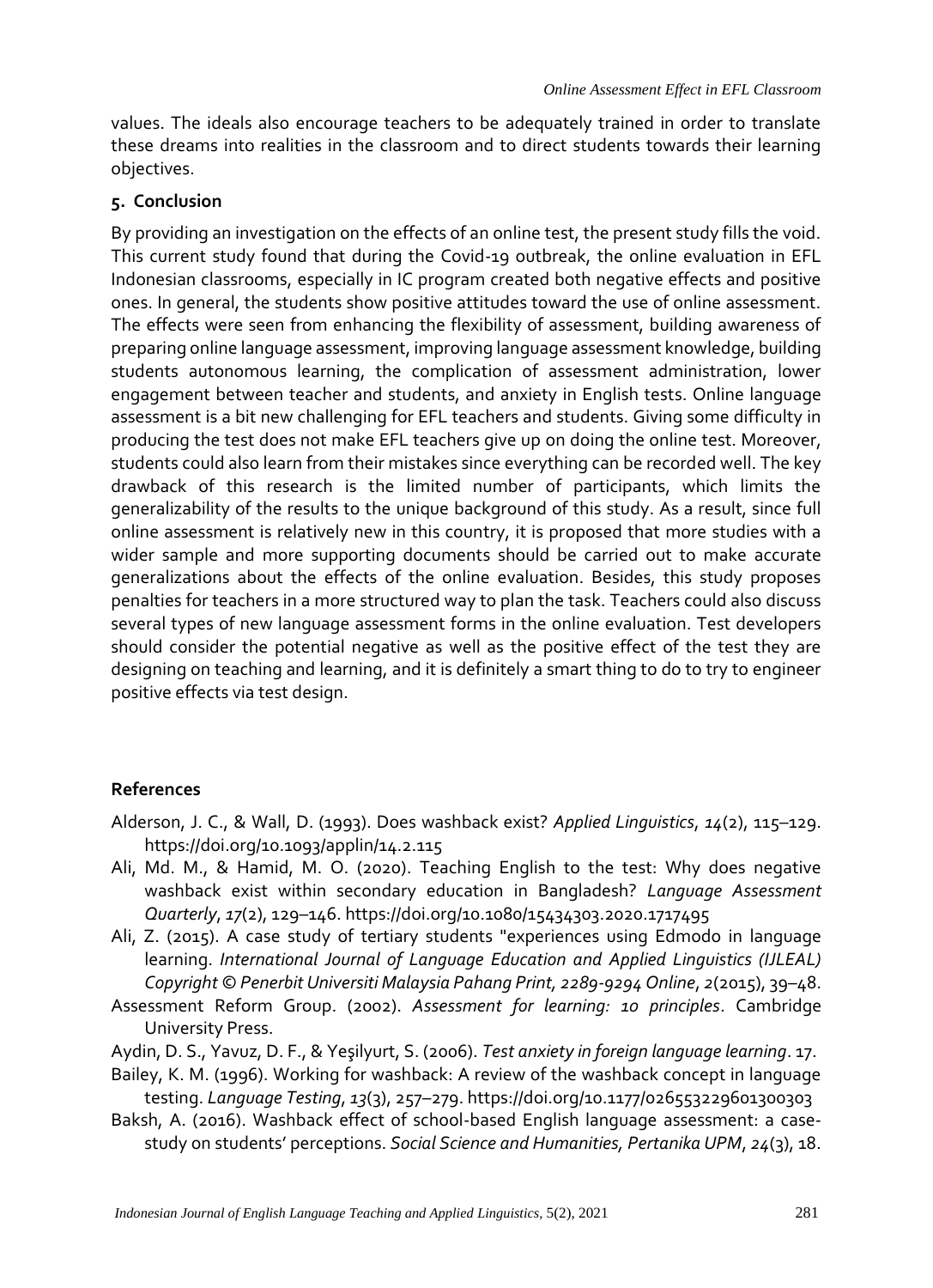values. The ideals also encourage teachers to be adequately trained in order to translate these dreams into realities in the classroom and to direct students towards their learning objectives.

## 5. Conclusion

By providing an investigation on the effects of an online test, the present study fills the void. This current study found that during the Covid-19 outbreak, the online evaluation in EFL Indonesian classrooms, especially in IC program created both negative effects and positive ones. In general, the students show positive attitudes toward the use of online assessment. The effects were seen from enhancing the flexibility of assessment, building awareness of preparing online language assessment, improving language assessment knowledge, building students autonomous learning, the complication of assessment administration, lower engagement between teacher and students, and anxiety in English tests. Online language assessment is a bit new challenging for EFL teachers and students. Giving some difficulty in producing the test does not make EFL teachers give up on doing the online test. Moreover, students could also learn from their mistakes since everything can be recorded well. The key drawback of this research is the limited number of participants, which limits the generalizability of the results to the unique background of this study. As a result, since full online assessment is relatively new in this country, it is proposed that more studies with a wider sample and more supporting documents should be carried out to make accurate generalizations about the effects of the online evaluation. Besides, this study proposes penalties for teachers in a more structured way to plan the task. Teachers could also discuss several types of new language assessment forms in the online evaluation. Test developers should consider the potential negative as well as the positive effect of the test they are designing on teaching and learning, and it is definitely a smart thing to do to try to engineer positive effects via test design.

## References

Alderson, J. C., & Wall, D. (1993). Does washback exist? *Applied Linguistics*, *14*(2), 115–129. https://doi.org/10.1093/applin/14.2.115

Ali, Md. M., & Hamid, M. O. (2020). Teaching English to the test: Why does negative washback exist within secondary education in Bangladesh? *Language Assessment Quarterly*, *17*(2), 129–146. https://doi.org/10.1080/15434303.2020.1717495

Ali, Z. (2015). A case study of tertiary students "experiences using Edmodo in language learning. *International Journal of Language Education and Applied Linguistics (IJLEAL) Copyright © Penerbit Universiti Malaysia Pahang Print, 2289-9294 Online*, *2*(2015), 39–48.

Assessment Reform Group. (2002). *Assessment for learning: 10 principles*. Cambridge University Press.

Aydin, D. S., Yavuz, D. F., & Yeşilyurt, S. (2006). *Test anxiety in foreign language learning*. 17.

Bailey, K. M. (1996). Working for washback: A review of the washback concept in language testing. *Language Testing*, *13*(3), 257–279. https://doi.org/10.1177/026553229601300303

Baksh, A. (2016). Washback effect of school-based English language assessment: a case-study on students' perceptions. *Social Science and Humanities, Pertanika UPM*, *24*(3), 18.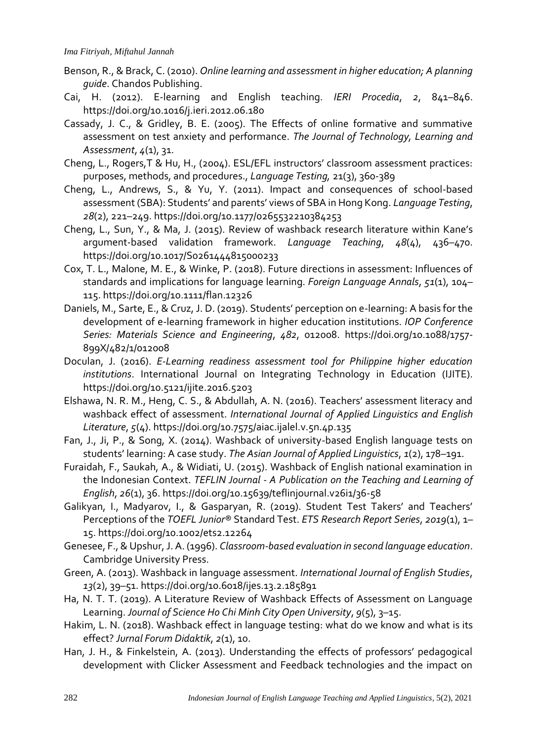Benson, R., & Brack, C. (2010). *Online learning and assessment in higher education; A planning guide*. Chandos Publishing.

Cai, H. (2012). E-learning and English teaching. *IERI Procedia*, *2*, 841–846. https://doi.org/10.1016/j.ieri.2012.06.180

Cassady, J. C., & Gridley, B. E. (2005). The Effects of online formative and summative assessment on test anxiety and performance. *The Journal of Technology, Learning and Assessment*, *4*(1), 31.

Cheng, L., Rogers,T & Hu, H., (2004). ESL/EFL instructors' classroom assessment practices: purposes, methods, and procedures., *Language Testing,* 21(3), 360-389

Cheng, L., Andrews, S., & Yu, Y. (2011). Impact and consequences of school-based assessment (SBA): Students' and parents' views of SBA in Hong Kong. *Language Testing*, *28*(2), 221–249. https://doi.org/10.1177/0265532210384253

Cheng, L., Sun, Y., & Ma, J. (2015). Review of washback research literature within Kane's argument-based validation framework. *Language Teaching*, *48*(4), 436–470. https://doi.org/10.1017/S0261444815000233

Cox, T. L., Malone, M. E., & Winke, P. (2018). Future directions in assessment: Influences of standards and implications for language learning. *Foreign Language Annals*, *51*(1), 104–115. https://doi.org/10.1111/flan.12326

Daniels, M., Sarte, E., & Cruz, J. D. (2019). Students' perception on e-learning: A basis for the development of e-learning framework in higher education institutions. *IOP Conference Series: Materials Science and Engineering*, *482*, 012008. https://doi.org/10.1088/1757-899X/482/1/012008

Doculan, J. (2016). *E-Learning readiness assessment tool for Philippine higher education institutions*. International Journal on Integrating Technology in Education (IJITE). https://doi.org/10.5121/ijite.2016.5203

Elshawa, N. R. M., Heng, C. S., & Abdullah, A. N. (2016). Teachers' assessment literacy and washback effect of assessment. *International Journal of Applied Linguistics and English Literature*, *5*(4). https://doi.org/10.7575/aiac.ijalel.v.5n.4p.135

Fan, J., Ji, P., & Song, X. (2014). Washback of university-based English language tests on students' learning: A case study. *The Asian Journal of Applied Linguistics*, *1*(2), 178–191.

Furaidah, F., Saukah, A., & Widiati, U. (2015). Washback of English national examination in the Indonesian Context. *TEFLIN Journal - A Publication on the Teaching and Learning of English*, *26*(1), 36. https://doi.org/10.15639/teflinjournal.v26i1/36-58

Galikyan, I., Madyarov, I., & Gasparyan, R. (2019). Student Test Takers' and Teachers' Perceptions of the *TOEFL Junior*® Standard Test. *ETS Research Report Series*, *2019*(1), 1–15. https://doi.org/10.1002/ets2.12264

Genesee, F., & Upshur, J. A. (1996). *Classroom-based evaluation in second language education*. Cambridge University Press.

Green, A. (2013). Washback in language assessment. *International Journal of English Studies*, *13*(2), 39–51. https://doi.org/10.6018/ijes.13.2.185891

Ha, N. T. T. (2019). A Literature Review of Washback Effects of Assessment on Language Learning. *Journal of Science Ho Chi Minh City Open University*, *9*(5), 3–15.

Hakim, L. N. (2018). Washback effect in language testing: what do we know and what is its effect? *Jurnal Forum Didaktik*, *2*(1), 10.

Han, J. H., & Finkelstein, A. (2013). Understanding the effects of professors' pedagogical development with Clicker Assessment and Feedback technologies and the impact on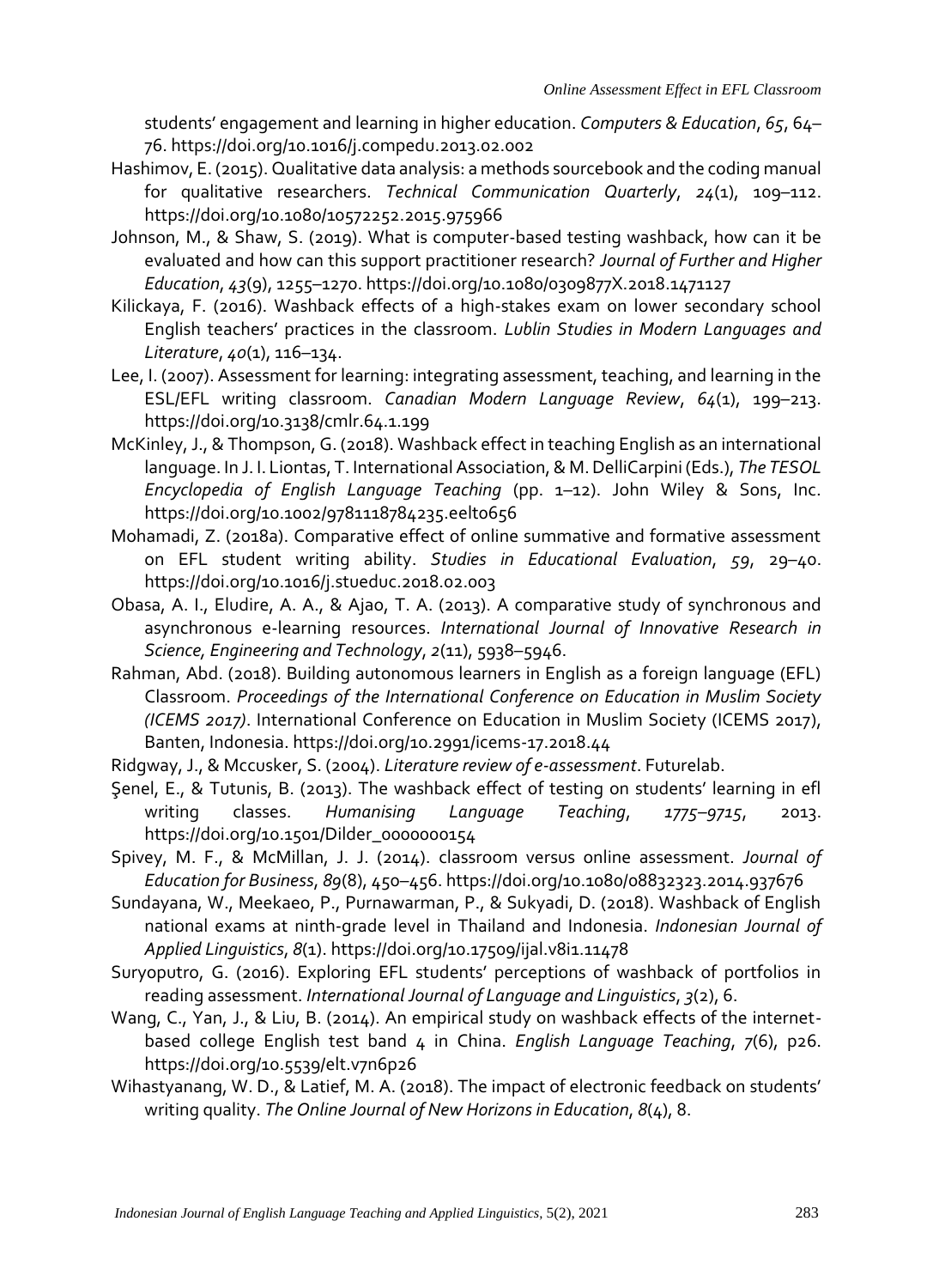students' engagement and learning in higher education. *Computers & Education*, *65*, 64–76. https://doi.org/10.1016/j.compedu.2013.02.002

Hashimov, E. (2015). Qualitative data analysis: a methods sourcebook and the coding manual for qualitative researchers. *Technical Communication Quarterly*, *24*(1), 109–112. https://doi.org/10.1080/10572252.2015.975966

Johnson, M., & Shaw, S. (2019). What is computer-based testing washback, how can it be evaluated and how can this support practitioner research? *Journal of Further and Higher Education*, *43*(9), 1255–1270. https://doi.org/10.1080/0309877X.2018.1471127

Kilickaya, F. (2016). Washback effects of a high-stakes exam on lower secondary school English teachers' practices in the classroom. *Lublin Studies in Modern Languages and Literature*, *40*(1), 116–134.

Lee, I. (2007). Assessment for learning: integrating assessment, teaching, and learning in the ESL/EFL writing classroom. *Canadian Modern Language Review*, *64*(1), 199–213. https://doi.org/10.3138/cmlr.64.1.199

McKinley, J., & Thompson, G. (2018). Washback effect in teaching English as an international language. In J. I. Liontas, T. International Association, & M. DelliCarpini (Eds.), *The TESOL Encyclopedia of English Language Teaching* (pp. 1–12). John Wiley & Sons, Inc. https://doi.org/10.1002/9781118784235.eelt0656

Mohamadi, Z. (2018a). Comparative effect of online summative and formative assessment on EFL student writing ability. *Studies in Educational Evaluation*, *59*, 29–40. https://doi.org/10.1016/j.stueduc.2018.02.003

Obasa, A. I., Eludire, A. A., & Ajao, T. A. (2013). A comparative study of synchronous and asynchronous e-learning resources. *International Journal of Innovative Research in Science, Engineering and Technology*, *2*(11), 5938–5946.

Rahman, Abd. (2018). Building autonomous learners in English as a foreign language (EFL) Classroom. *Proceedings of the International Conference on Education in Muslim Society (ICEMS 2017)*. International Conference on Education in Muslim Society (ICEMS 2017), Banten, Indonesia. https://doi.org/10.2991/icems-17.2018.44

Ridgway, J., & Mccusker, S. (2004). *Literature review of e-assessment*. Futurelab.

Şenel, E., & Tutunis, B. (2013). The washback effect of testing on students' learning in efl writing classes. *Humanising Language Teaching*, *1775–9715*, 2013. https://doi.org/10.1501/Dilder_0000000154

Spivey, M. F., & McMillan, J. J. (2014). classroom versus online assessment. *Journal of Education for Business*, *89*(8), 450–456. https://doi.org/10.1080/08832323.2014.937676

Sundayana, W., Meekaeo, P., Purnawarman, P., & Sukyadi, D. (2018). Washback of English national exams at ninth-grade level in Thailand and Indonesia. *Indonesian Journal of Applied Linguistics*, *8*(1). https://doi.org/10.17509/ijal.v8i1.11478

Suryoputro, G. (2016). Exploring EFL students' perceptions of washback of portfolios in reading assessment. *International Journal of Language and Linguistics*, *3*(2), 6.

Wang, C., Yan, J., & Liu, B. (2014). An empirical study on washback effects of the internet-based college English test band 4 in China. *English Language Teaching*, *7*(6), p26. https://doi.org/10.5539/elt.v7n6p26

Wihastyanang, W. D., & Latief, M. A. (2018). The impact of electronic feedback on students' writing quality. *The Online Journal of New Horizons in Education*, *8*(4), 8.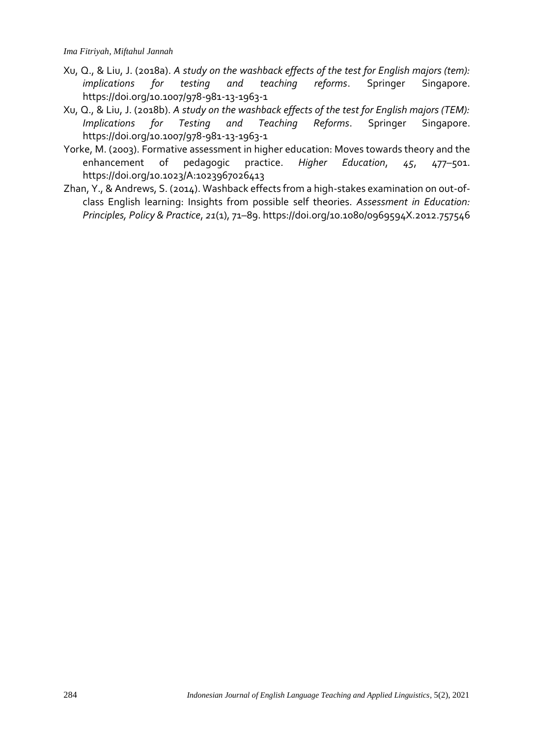Xu, Q., & Liu, J. (2018a). *A study on the washback effects of the test for English majors (tem): implications for testing and teaching reforms*. Springer Singapore. https://doi.org/10.1007/978-981-13-1963-1

Xu, Q., & Liu, J. (2018b). *A study on the washback effects of the test for English majors (TEM): Implications for Testing and Teaching Reforms*. Springer Singapore. https://doi.org/10.1007/978-981-13-1963-1

Yorke, M. (2003). Formative assessment in higher education: Moves towards theory and the enhancement of pedagogic practice. *Higher Education*, *45*, 477–501. https://doi.org/10.1023/A:1023967026413

Zhan, Y., & Andrews, S. (2014). Washback effects from a high-stakes examination on out-of-class English learning: Insights from possible self theories. *Assessment in Education: Principles, Policy & Practice*, *21*(1), 71–89. https://doi.org/10.1080/0969594X.2012.757546